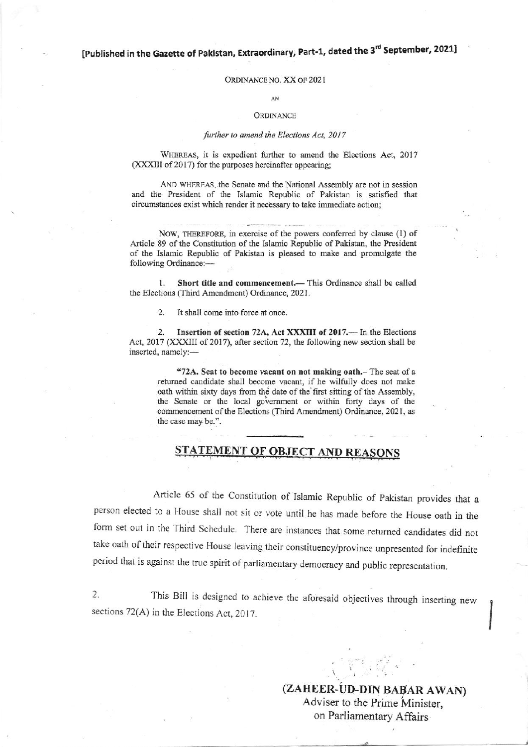**[Published in the Gazette of Pakistan, Extraordinary, Part-1, dated the 3rd September, 2021]**

ORDINANCE NO. XX OF 2021

AN

ORDINANCE

*further to amend the Elections Act, 2017*

WHEREAS, it is expedient further to amend the Elections Act, 2017 (XXXIII of 2017) for the purposes hereinafter appearing;

AND WHEREAS, the Senate and the National Assembly are not in session and the President of the Islamic Republic of Pakistan is satisfied that circumstances exist which render it necessary to take immediate action;

NOW, THEREFORE, in exercise of the powers conferred by clause (1) of Article 89 of the Constitution of the Islamic Republic of Pakistan, the President of the Islamic Republic of Pakistan is pleased to make and promulgate the following Ordinance:—

1. **Short title and commencement.**— This Ordinance shall be called the Elections (Third Amendment) Ordinance, 2021.

2. It shall come into force at once.

2. **Insertion of section 72A, Act XXXIII of 2017.**— In the Elections Act, 2017 (XXXIII of 2017), after section 72, the following new section shall be inserted, namely:—

> "**72A. Seat to become vacant on not making oath.**- The seat of a returned candidate shall become vacant, if he wilfully does not make oath within sixty days from the date of the first sitting of the Assembly, the Senate or the local government or within forty days of the commencement of the Elections (Third Amendment) Ordinance, 2021, as the case may be.".

## STATEMENT OF OBJECT AND REASONS

Article 65 of the Constitution of Islamic Republic of Pakistan provides that a person elected to a House shall not sit or vote until he has made before the House oath in the form set out in the Third Schedule. There are instances that some returned candidates did not take oath of their respective House leaving their constituency/province unpresented for indefinite period that is against the true spirit of parliamentary democracy and public representation.

2. This Bill is designed to achieve the aforesaid objectives through inserting new sections 72(A) in the Elections Act, 2017.

**(ZAHEER-UD-DIN BABAR AWAN)**
Adviser to the Prime Minister,
on Parliamentary Affairs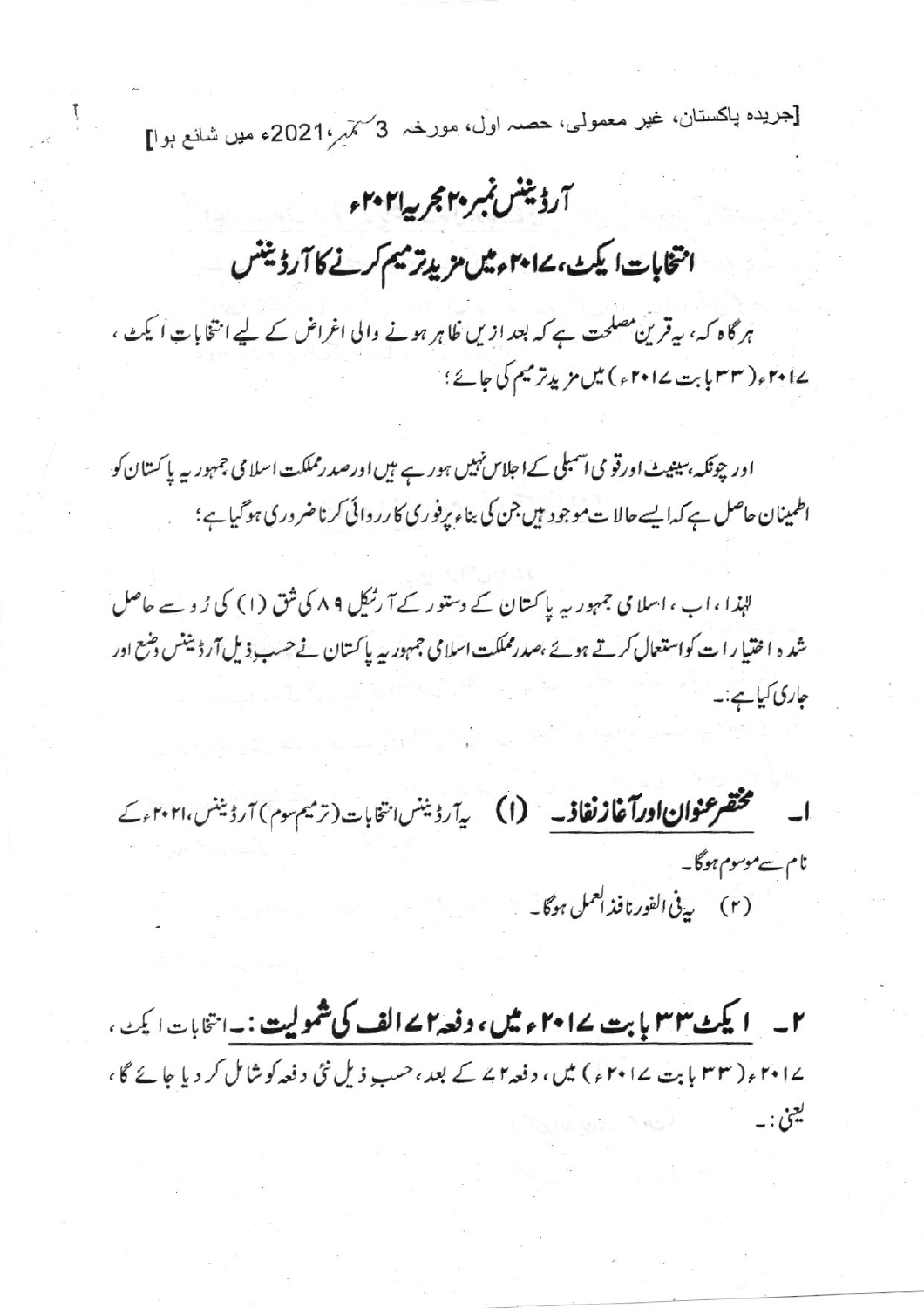[جریدہ پاکستان، غیر معمولی، حصہ اول، مورخہ 3 ستمبر،2021ء میں شائع ہوا]

# آرڈیننس نمبر ۲۰ مجریہ ۲۰۲۱ء

## انتخابات ایکٹ، ۲۰۱۷ء میں مزید ترمیم کرنے کا آرڈیننس

ہر گاہ کہ، یہ قرین مصلحت ہے کہ بعد ازیں ظاہر ہونے والی اغراض کے لیے انتخابات ایکٹ، ۲۰۱۷ء (۳۳ بابت ۲۰۱۷ء) میں مزید ترمیم کی جائے؛

اور چونکہ، سینیٹ اور قومی اسمبلی کے اجلاس نہیں ہو رہے ہیں اور صدر مملکت اسلامی جمہوریہ پاکستان کو اطمینان حاصل ہے کہ ایسے حالات موجود ہیں جن کی بناء پر فوری کارروائی کرنا ضروری ہو گیا ہے؛

لہٰذا، اب، اسلامی جمہوریہ پاکستان کے دستور کے آرٹیکل ۸۹ کی شق (۱) کی رُو سے حاصل شدہ اختیارات کو استعمال کرتے ہوئے، صدر مملکت اسلامی جمہوریہ پاکستان نے حسب ذیل آرڈیننس وضع اور جاری کیا ہے:۔

۱۔ **مختصر عنوان اور آغاز نفاذ۔** (۱) یہ آرڈیننس انتخابات (ترمیم سوم) آرڈیننس، ۲۰۲۱ء کے نام سے موسوم ہوگا۔

(۲) یہ فی الفور نافذ العمل ہوگا۔

۲۔ **ایکٹ ۳۳ بابت ۲۰۱۷ء میں، دفعہ ۲۷ الف کی شمولیت:۔** انتخابات ایکٹ، ۲۰۱۷ء (۳۳ بابت ۲۰۱۷ء) میں، دفعہ ۲۷ کے بعد، حسب ذیل نئی دفعہ کو شامل کر دیا جائے گا، یعنی:۔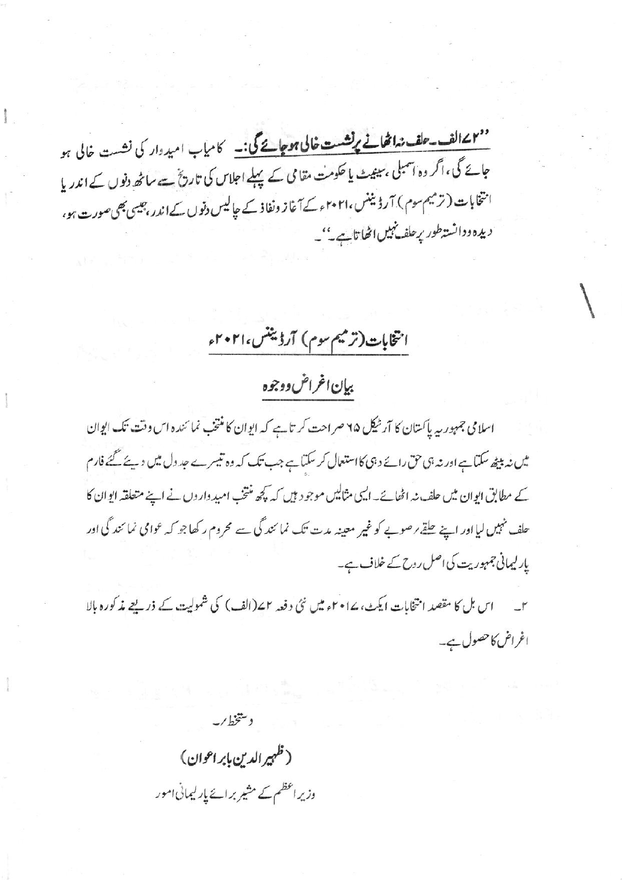"۲۷۲الف۔حلف نہ اٹھانے پر نشست خالی ہوجائے گی:۔ کامیاب امیدوار کی نشست خالی ہو جائے گی، اگر وہ اسمبلی، سینیٹ یا حکومت مقامی کے پہلے اجلاس کی تاریخ سے ساٹھ دنوں کے اندر یا انتخابات (ترمیم سوم) آرڈیننس، ۲۰۲۱ء کے آغاز ونفاذ کے چالیس دنوں کے اندر، جیسی بھی صورت ہو، دیدہ ودانستہ طور پر حلف نہیں اٹھاتا ہے۔"۔

## انتخابات (ترمیم سوم) آرڈیننس، ۲۰۲۱ء

### بیان اغراض ووجوہ

اسلامی جمہوریہ پاکستان کا آرٹیکل ۶۵ صراحت کرتا ہے کہ ایوان کا منتخب نمائندہ اس وقت تک ایوان میں نہ بیٹھ سکتا ہے اور نہ ہی حق رائے دہی کا استعمال کر سکتا ہے جب تک کہ وہ تیسرے جدول میں دیئے گئے فارم کے مطابق ایوان میں حلف نہ اٹھائے۔ ایسی مثالیں موجود ہیں کہ کچھ منتخب امیدواروں نے اپنے متعلقہ ایوان کا حلف نہیں لیا اور اپنے حلقہ رصوبے کو غیر معینہ مدت تک نمائندگی سے محروم رکھا جو کہ عوامی نمائندگی اور پارلیمانی جمہوریت کی اصل روح کے خلاف ہے۔

۲۔ اس بل کا مقصد انتخابات ایکٹ، ۲۰۱۷ء میں نئی دفعہ ۷۲(الف) کی شمولیت کے ذریعے مذکورہ بالا اغراض کا حصول ہے۔

دستخط ر۔

(ظہیر الدین بابر اعوان)

وزیر اعظم کے مشیر برائے پارلیمانی امور